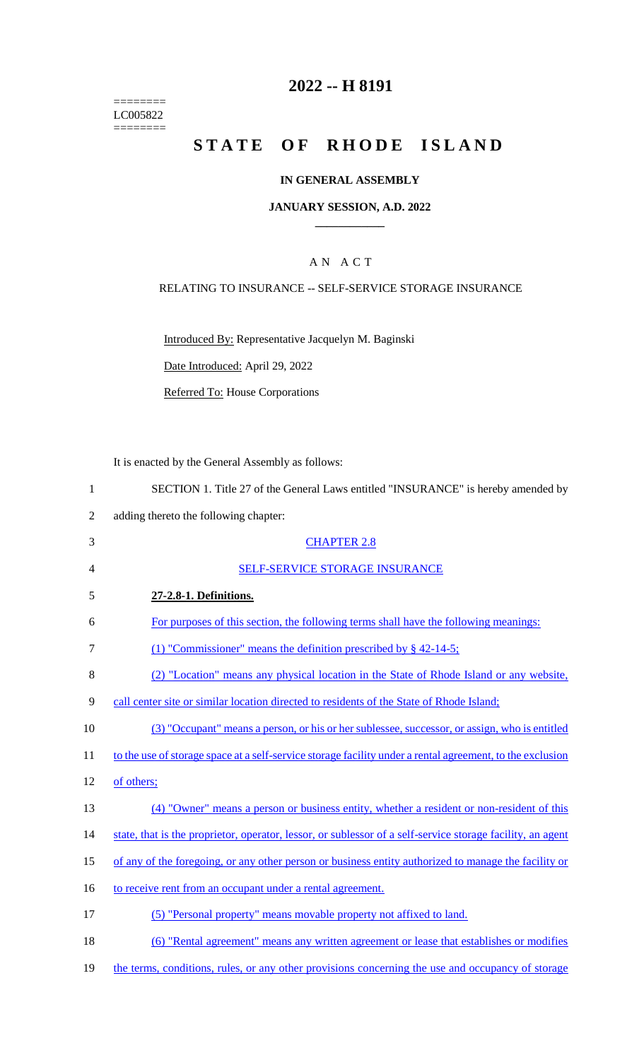========
LC005822
========

# 2022 -- H 8191

# STATE OF RHODE ISLAND

## IN GENERAL ASSEMBLY

### JANUARY SESSION, A.D. 2022

### A N A C T

RELATING TO INSURANCE -- SELF-SERVICE STORAGE INSURANCE

Introduced By: Representative Jacquelyn M. Baginski

Date Introduced: April 29, 2022

Referred To: House Corporations

It is enacted by the General Assembly as follows:

SECTION 1. Title 27 of the General Laws entitled "INSURANCE" is hereby amended by adding thereto the following chapter:

CHAPTER 2.8

SELF-SERVICE STORAGE INSURANCE

**27-2.8-1. Definitions.**

For purposes of this section, the following terms shall have the following meanings:

(1) "Commissioner" means the definition prescribed by § 42-14-5;

(2) "Location" means any physical location in the State of Rhode Island or any website, call center site or similar location directed to residents of the State of Rhode Island;

(3) "Occupant" means a person, or his or her sublessee, successor, or assign, who is entitled to the use of storage space at a self-service storage facility under a rental agreement, to the exclusion of others;

(4) "Owner" means a person or business entity, whether a resident or non-resident of this state, that is the proprietor, operator, lessor, or sublessor of a self-service storage facility, an agent of any of the foregoing, or any other person or business entity authorized to manage the facility or to receive rent from an occupant under a rental agreement.

(5) "Personal property" means movable property not affixed to land.

(6) "Rental agreement" means any written agreement or lease that establishes or modifies the terms, conditions, rules, or any other provisions concerning the use and occupancy of storage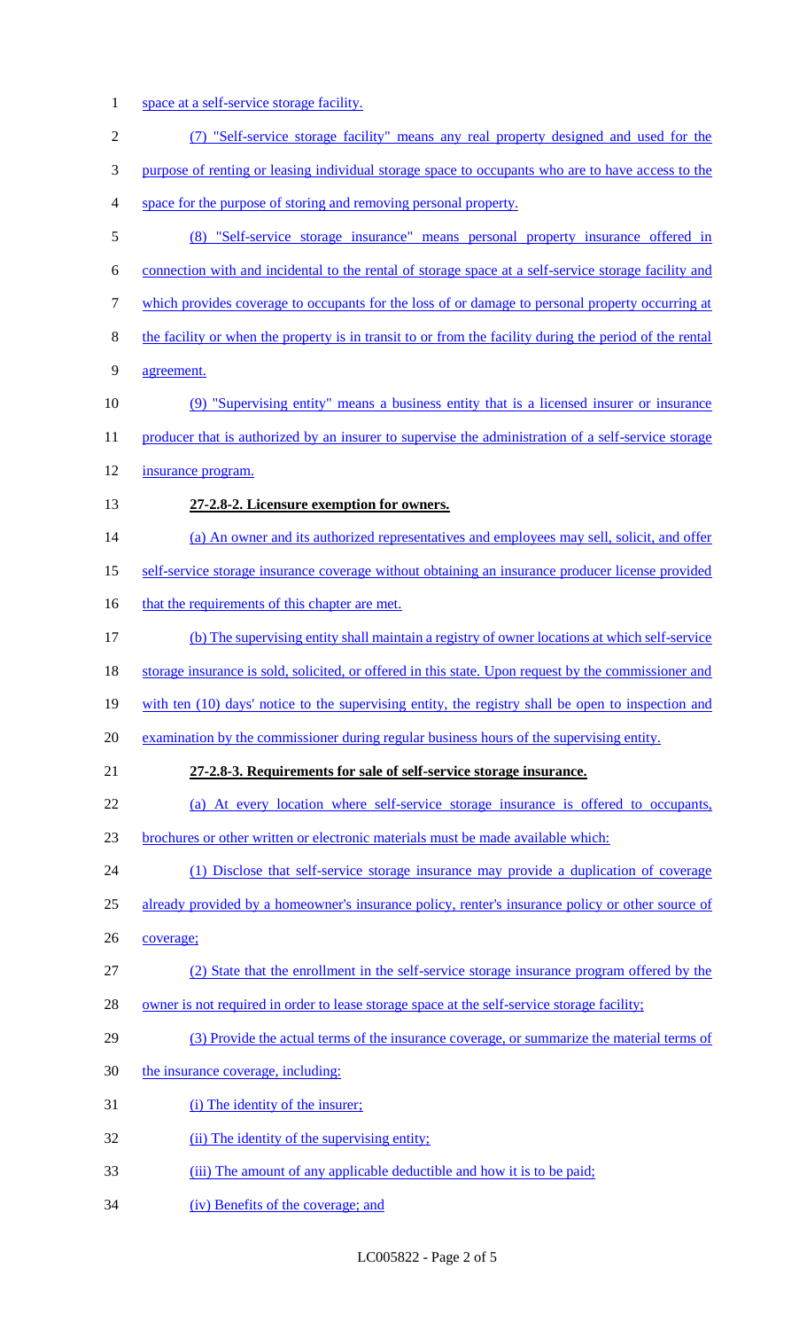space at a self-service storage facility.

(7) "Self-service storage facility" means any real property designed and used for the purpose of renting or leasing individual storage space to occupants who are to have access to the space for the purpose of storing and removing personal property.

(8) "Self-service storage insurance" means personal property insurance offered in connection with and incidental to the rental of storage space at a self-service storage facility and which provides coverage to occupants for the loss of or damage to personal property occurring at the facility or when the property is in transit to or from the facility during the period of the rental agreement.

(9) "Supervising entity" means a business entity that is a licensed insurer or insurance producer that is authorized by an insurer to supervise the administration of a self-service storage insurance program.

**27-2.8-2. Licensure exemption for owners.**

(a) An owner and its authorized representatives and employees may sell, solicit, and offer self-service storage insurance coverage without obtaining an insurance producer license provided that the requirements of this chapter are met.

(b) The supervising entity shall maintain a registry of owner locations at which self-service storage insurance is sold, solicited, or offered in this state. Upon request by the commissioner and with ten (10) days' notice to the supervising entity, the registry shall be open to inspection and examination by the commissioner during regular business hours of the supervising entity.

**27-2.8-3. Requirements for sale of self-service storage insurance.**

(a) At every location where self-service storage insurance is offered to occupants, brochures or other written or electronic materials must be made available which:

(1) Disclose that self-service storage insurance may provide a duplication of coverage already provided by a homeowner's insurance policy, renter's insurance policy or other source of coverage;

(2) State that the enrollment in the self-service storage insurance program offered by the owner is not required in order to lease storage space at the self-service storage facility;

(3) Provide the actual terms of the insurance coverage, or summarize the material terms of the insurance coverage, including:

(i) The identity of the insurer;

(ii) The identity of the supervising entity;

(iii) The amount of any applicable deductible and how it is to be paid;

(iv) Benefits of the coverage; and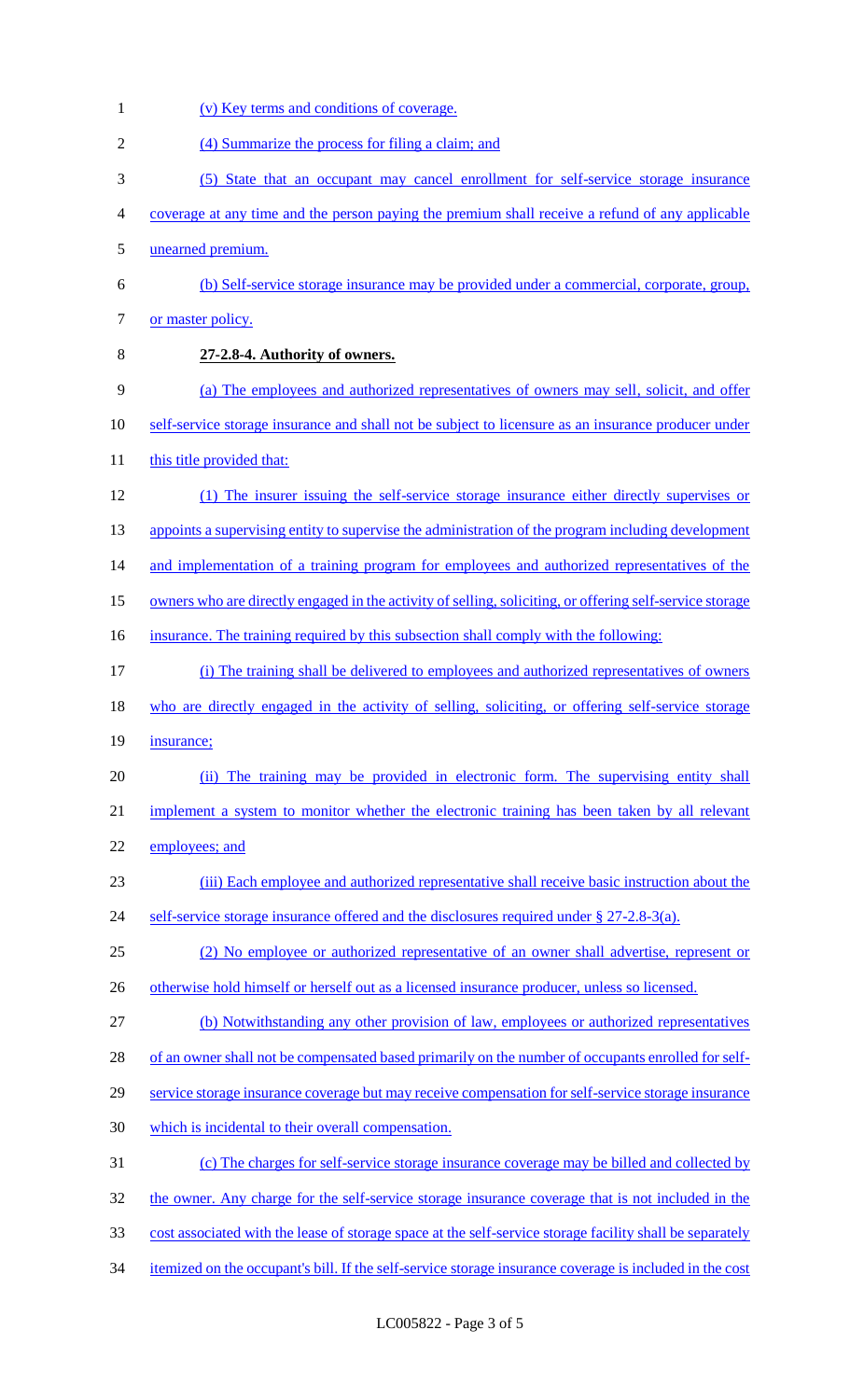(v) Key terms and conditions of coverage.

(4) Summarize the process for filing a claim; and

(5) State that an occupant may cancel enrollment for self-service storage insurance coverage at any time and the person paying the premium shall receive a refund of any applicable unearned premium.

(b) Self-service storage insurance may be provided under a commercial, corporate, group, or master policy.

**27-2.8-4. Authority of owners.**

(a) The employees and authorized representatives of owners may sell, solicit, and offer self-service storage insurance and shall not be subject to licensure as an insurance producer under this title provided that:

(1) The insurer issuing the self-service storage insurance either directly supervises or appoints a supervising entity to supervise the administration of the program including development and implementation of a training program for employees and authorized representatives of the owners who are directly engaged in the activity of selling, soliciting, or offering self-service storage insurance. The training required by this subsection shall comply with the following:

(i) The training shall be delivered to employees and authorized representatives of owners who are directly engaged in the activity of selling, soliciting, or offering self-service storage insurance;

(ii) The training may be provided in electronic form. The supervising entity shall implement a system to monitor whether the electronic training has been taken by all relevant employees; and

(iii) Each employee and authorized representative shall receive basic instruction about the self-service storage insurance offered and the disclosures required under § 27-2.8-3(a).

(2) No employee or authorized representative of an owner shall advertise, represent or otherwise hold himself or herself out as a licensed insurance producer, unless so licensed.

(b) Notwithstanding any other provision of law, employees or authorized representatives of an owner shall not be compensated based primarily on the number of occupants enrolled for self-service storage insurance coverage but may receive compensation for self-service storage insurance which is incidental to their overall compensation.

(c) The charges for self-service storage insurance coverage may be billed and collected by the owner. Any charge for the self-service storage insurance coverage that is not included in the cost associated with the lease of storage space at the self-service storage facility shall be separately itemized on the occupant's bill. If the self-service storage insurance coverage is included in the cost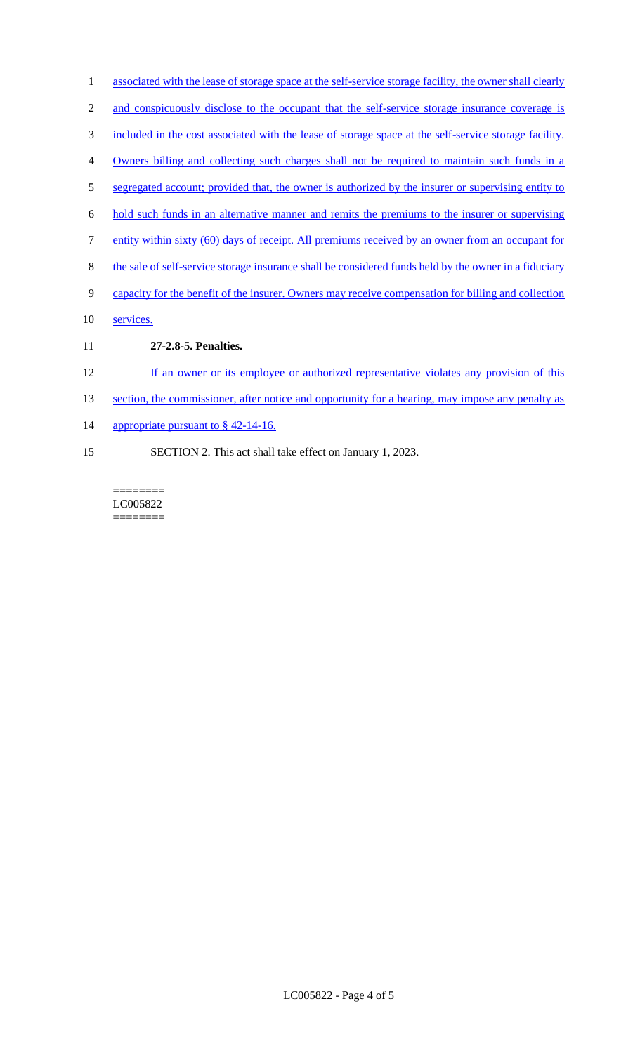associated with the lease of storage space at the self-service storage facility, the owner shall clearly and conspicuously disclose to the occupant that the self-service storage insurance coverage is included in the cost associated with the lease of storage space at the self-service storage facility. Owners billing and collecting such charges shall not be required to maintain such funds in a segregated account; provided that, the owner is authorized by the insurer or supervising entity to hold such funds in an alternative manner and remits the premiums to the insurer or supervising entity within sixty (60) days of receipt. All premiums received by an owner from an occupant for the sale of self-service storage insurance shall be considered funds held by the owner in a fiduciary capacity for the benefit of the insurer. Owners may receive compensation for billing and collection services.

**27-2.8-5. Penalties.**

If an owner or its employee or authorized representative violates any provision of this section, the commissioner, after notice and opportunity for a hearing, may impose any penalty as appropriate pursuant to § 42-14-16.

SECTION 2. This act shall take effect on January 1, 2023.

========
LC005822
========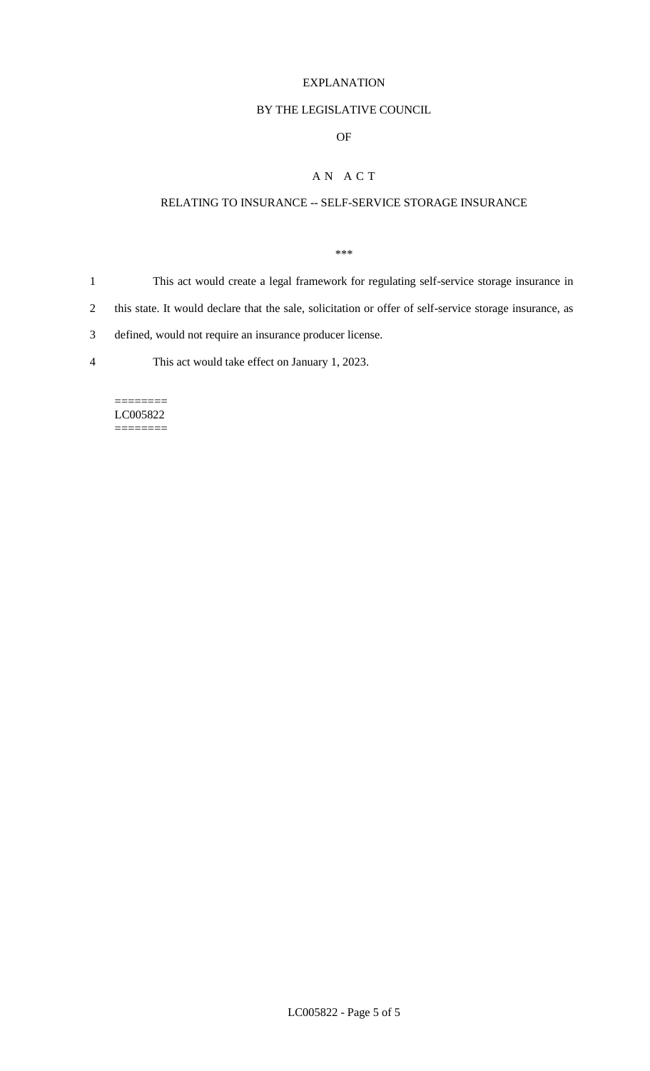EXPLANATION

BY THE LEGISLATIVE COUNCIL

OF

A N A C T

RELATING TO INSURANCE -- SELF-SERVICE STORAGE INSURANCE

\*\*\*

1 This act would create a legal framework for regulating self-service storage insurance in
2 this state. It would declare that the sale, solicitation or offer of self-service storage insurance, as
3 defined, would not require an insurance producer license.
4 This act would take effect on January 1, 2023.

========
LC005822
========